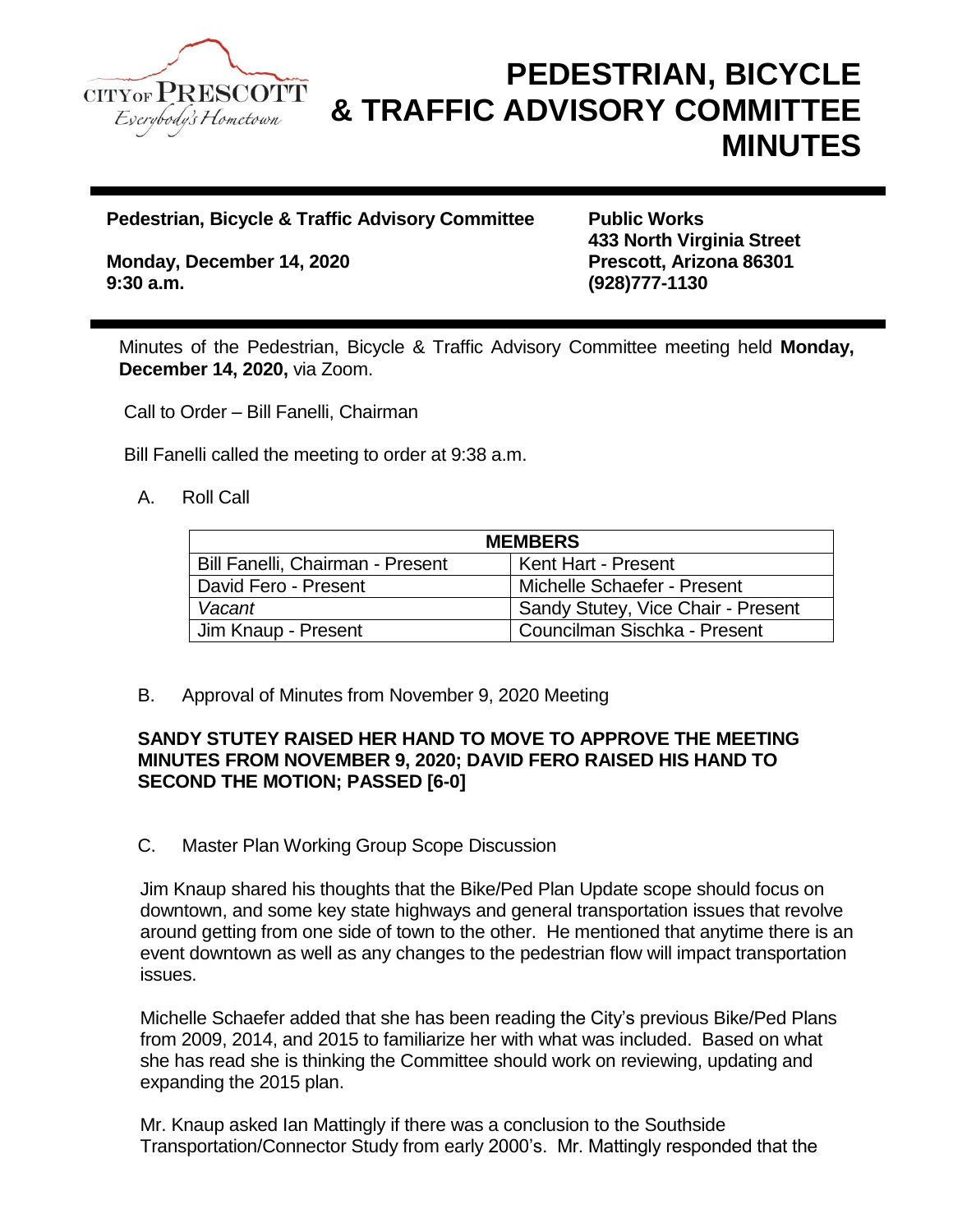# PEDESTRIAN, BICYCLE & TRAFFIC ADVISORY COMMITTEE MINUTES

**Pedestrian, Bicycle & Traffic Advisory Committee**

**Monday, December 14, 2020**
**9:30 a.m.**

**Public Works**
**433 North Virginia Street**
**Prescott, Arizona 86301**
**(928)777-1130**

Minutes of the Pedestrian, Bicycle & Traffic Advisory Committee meeting held **Monday, December 14, 2020,** via Zoom.

Call to Order – Bill Fanelli, Chairman

Bill Fanelli called the meeting to order at 9:38 a.m.

A. Roll Call

| MEMBERS | |
|---|---|
| Bill Fanelli, Chairman - Present | Kent Hart - Present |
| David Fero - Present | Michelle Schaefer - Present |
| *Vacant* | Sandy Stutey, Vice Chair - Present |
| Jim Knaup - Present | Councilman Sischka - Present |

B. Approval of Minutes from November 9, 2020 Meeting

**SANDY STUTEY RAISED HER HAND TO MOVE TO APPROVE THE MEETING MINUTES FROM NOVEMBER 9, 2020; DAVID FERO RAISED HIS HAND TO SECOND THE MOTION; PASSED [6-0]**

C. Master Plan Working Group Scope Discussion

Jim Knaup shared his thoughts that the Bike/Ped Plan Update scope should focus on downtown, and some key state highways and general transportation issues that revolve around getting from one side of town to the other. He mentioned that anytime there is an event downtown as well as any changes to the pedestrian flow will impact transportation issues.

Michelle Schaefer added that she has been reading the City's previous Bike/Ped Plans from 2009, 2014, and 2015 to familiarize her with what was included. Based on what she has read she is thinking the Committee should work on reviewing, updating and expanding the 2015 plan.

Mr. Knaup asked Ian Mattingly if there was a conclusion to the Southside Transportation/Connector Study from early 2000's. Mr. Mattingly responded that the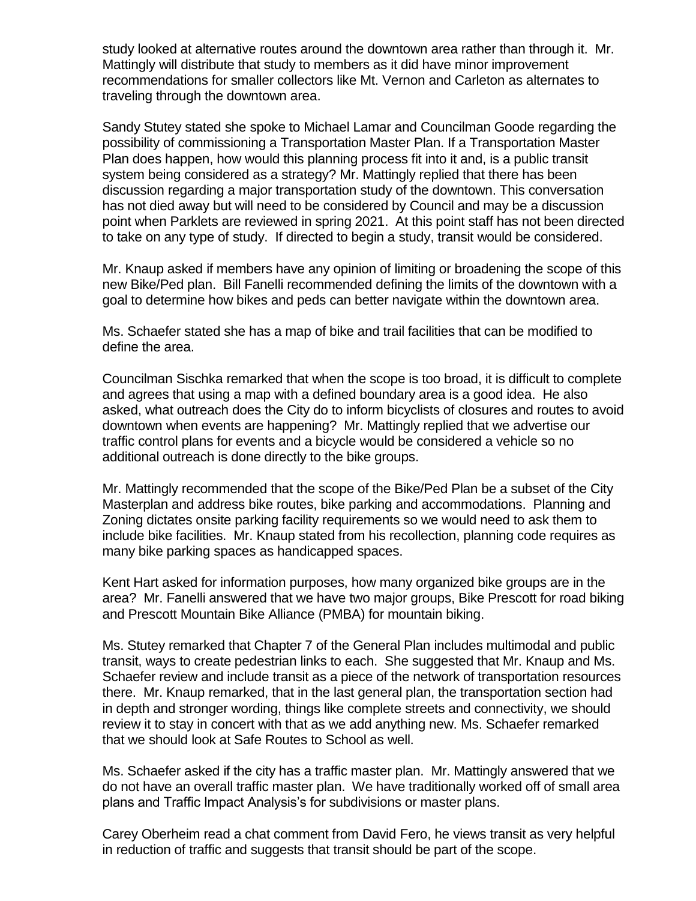study looked at alternative routes around the downtown area rather than through it. Mr. Mattingly will distribute that study to members as it did have minor improvement recommendations for smaller collectors like Mt. Vernon and Carleton as alternates to traveling through the downtown area.

Sandy Stutey stated she spoke to Michael Lamar and Councilman Goode regarding the possibility of commissioning a Transportation Master Plan. If a Transportation Master Plan does happen, how would this planning process fit into it and, is a public transit system being considered as a strategy? Mr. Mattingly replied that there has been discussion regarding a major transportation study of the downtown. This conversation has not died away but will need to be considered by Council and may be a discussion point when Parklets are reviewed in spring 2021. At this point staff has not been directed to take on any type of study. If directed to begin a study, transit would be considered.

Mr. Knaup asked if members have any opinion of limiting or broadening the scope of this new Bike/Ped plan. Bill Fanelli recommended defining the limits of the downtown with a goal to determine how bikes and peds can better navigate within the downtown area.

Ms. Schaefer stated she has a map of bike and trail facilities that can be modified to define the area.

Councilman Sischka remarked that when the scope is too broad, it is difficult to complete and agrees that using a map with a defined boundary area is a good idea. He also asked, what outreach does the City do to inform bicyclists of closures and routes to avoid downtown when events are happening? Mr. Mattingly replied that we advertise our traffic control plans for events and a bicycle would be considered a vehicle so no additional outreach is done directly to the bike groups.

Mr. Mattingly recommended that the scope of the Bike/Ped Plan be a subset of the City Masterplan and address bike routes, bike parking and accommodations. Planning and Zoning dictates onsite parking facility requirements so we would need to ask them to include bike facilities. Mr. Knaup stated from his recollection, planning code requires as many bike parking spaces as handicapped spaces.

Kent Hart asked for information purposes, how many organized bike groups are in the area? Mr. Fanelli answered that we have two major groups, Bike Prescott for road biking and Prescott Mountain Bike Alliance (PMBA) for mountain biking.

Ms. Stutey remarked that Chapter 7 of the General Plan includes multimodal and public transit, ways to create pedestrian links to each. She suggested that Mr. Knaup and Ms. Schaefer review and include transit as a piece of the network of transportation resources there. Mr. Knaup remarked, that in the last general plan, the transportation section had in depth and stronger wording, things like complete streets and connectivity, we should review it to stay in concert with that as we add anything new. Ms. Schaefer remarked that we should look at Safe Routes to School as well.

Ms. Schaefer asked if the city has a traffic master plan. Mr. Mattingly answered that we do not have an overall traffic master plan. We have traditionally worked off of small area plans and Traffic Impact Analysis's for subdivisions or master plans.

Carey Oberheim read a chat comment from David Fero, he views transit as very helpful in reduction of traffic and suggests that transit should be part of the scope.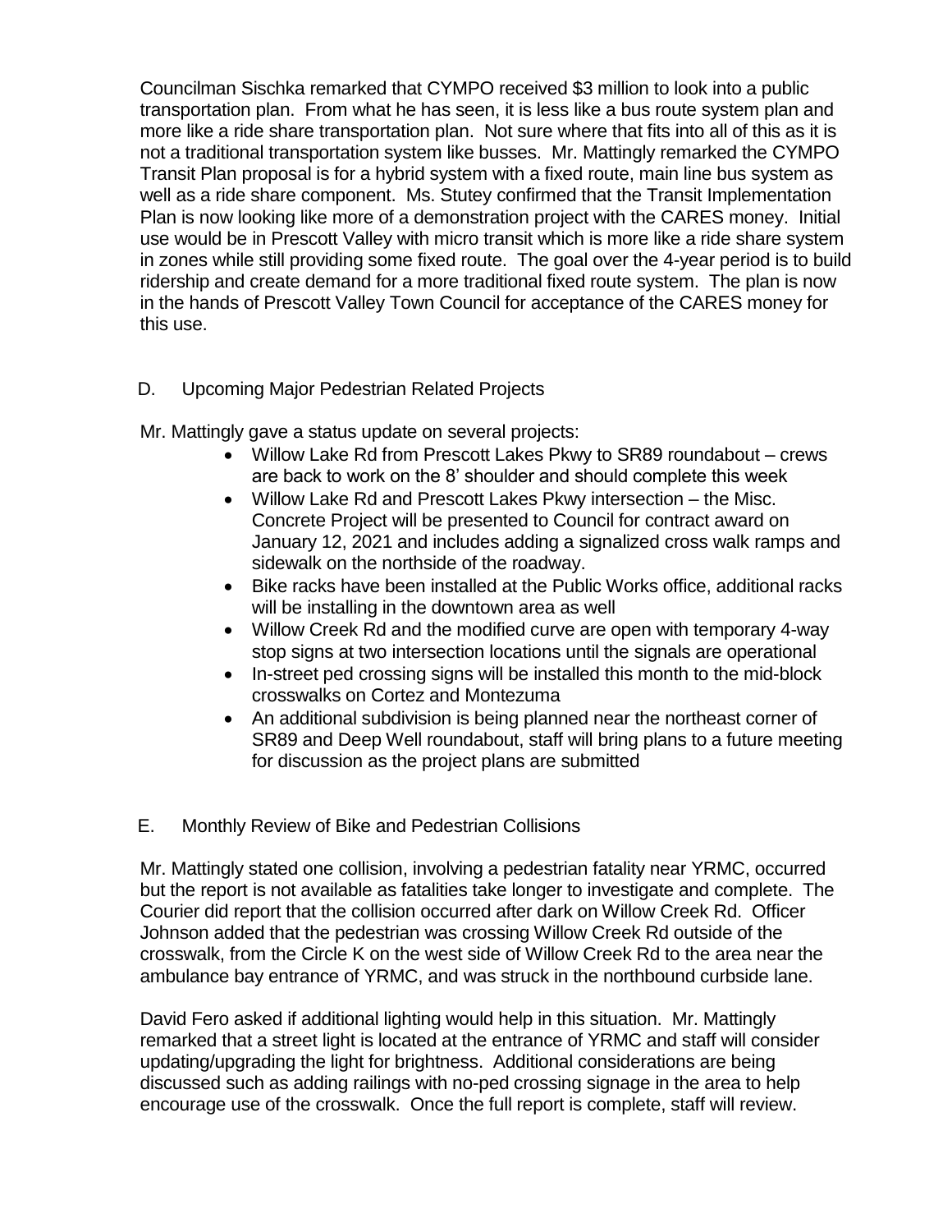Councilman Sischka remarked that CYMPO received $3 million to look into a public transportation plan. From what he has seen, it is less like a bus route system plan and more like a ride share transportation plan. Not sure where that fits into all of this as it is not a traditional transportation system like busses. Mr. Mattingly remarked the CYMPO Transit Plan proposal is for a hybrid system with a fixed route, main line bus system as well as a ride share component. Ms. Stutey confirmed that the Transit Implementation Plan is now looking like more of a demonstration project with the CARES money. Initial use would be in Prescott Valley with micro transit which is more like a ride share system in zones while still providing some fixed route. The goal over the 4-year period is to build ridership and create demand for a more traditional fixed route system. The plan is now in the hands of Prescott Valley Town Council for acceptance of the CARES money for this use.

D. Upcoming Major Pedestrian Related Projects

Mr. Mattingly gave a status update on several projects:

- Willow Lake Rd from Prescott Lakes Pkwy to SR89 roundabout – crews are back to work on the 8' shoulder and should complete this week
- Willow Lake Rd and Prescott Lakes Pkwy intersection – the Misc. Concrete Project will be presented to Council for contract award on January 12, 2021 and includes adding a signalized cross walk ramps and sidewalk on the northside of the roadway.
- Bike racks have been installed at the Public Works office, additional racks will be installing in the downtown area as well
- Willow Creek Rd and the modified curve are open with temporary 4-way stop signs at two intersection locations until the signals are operational
- In-street ped crossing signs will be installed this month to the mid-block crosswalks on Cortez and Montezuma
- An additional subdivision is being planned near the northeast corner of SR89 and Deep Well roundabout, staff will bring plans to a future meeting for discussion as the project plans are submitted

E. Monthly Review of Bike and Pedestrian Collisions

Mr. Mattingly stated one collision, involving a pedestrian fatality near YRMC, occurred but the report is not available as fatalities take longer to investigate and complete. The Courier did report that the collision occurred after dark on Willow Creek Rd. Officer Johnson added that the pedestrian was crossing Willow Creek Rd outside of the crosswalk, from the Circle K on the west side of Willow Creek Rd to the area near the ambulance bay entrance of YRMC, and was struck in the northbound curbside lane.

David Fero asked if additional lighting would help in this situation. Mr. Mattingly remarked that a street light is located at the entrance of YRMC and staff will consider updating/upgrading the light for brightness. Additional considerations are being discussed such as adding railings with no-ped crossing signage in the area to help encourage use of the crosswalk. Once the full report is complete, staff will review.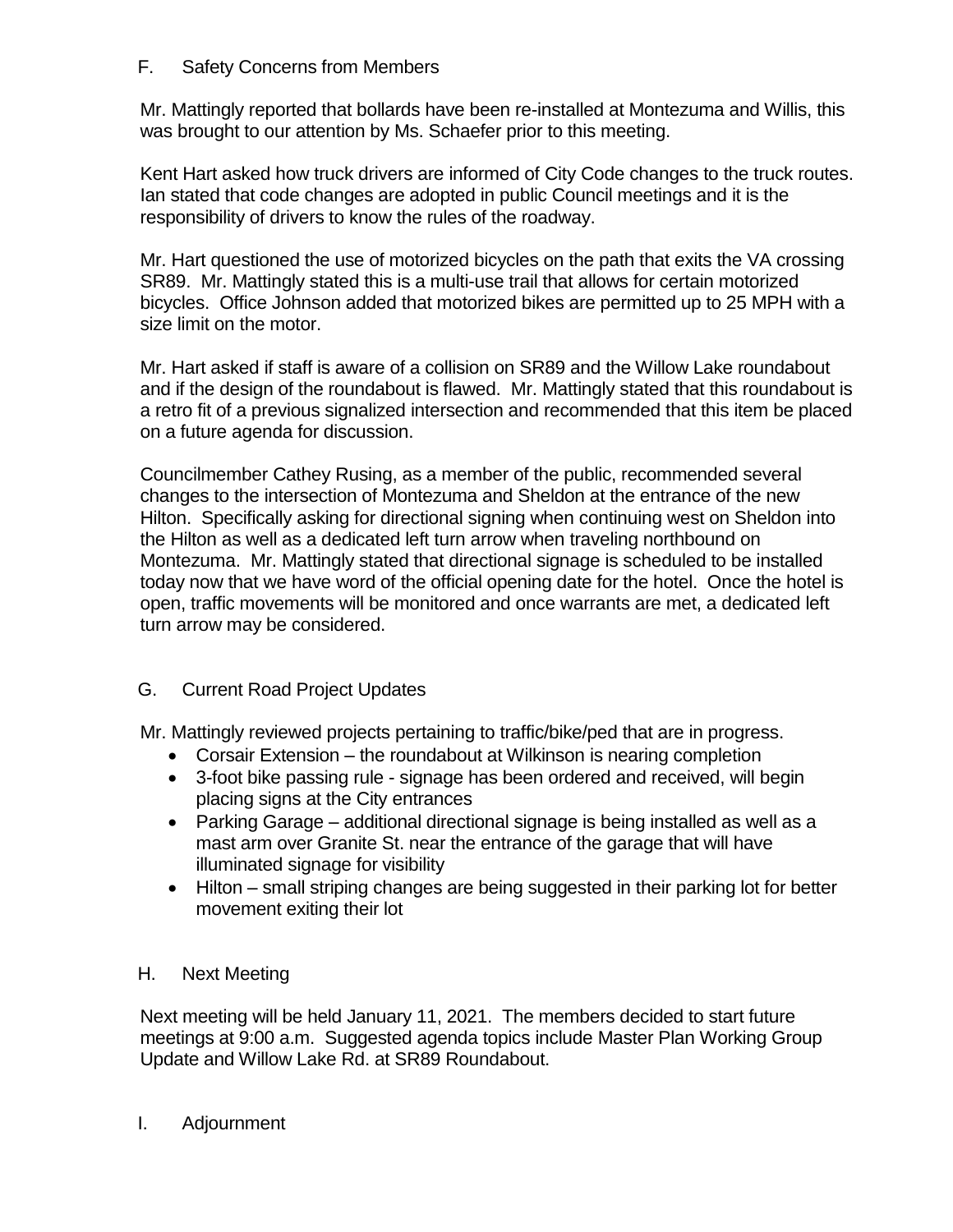## F. Safety Concerns from Members

Mr. Mattingly reported that bollards have been re-installed at Montezuma and Willis, this was brought to our attention by Ms. Schaefer prior to this meeting.

Kent Hart asked how truck drivers are informed of City Code changes to the truck routes. Ian stated that code changes are adopted in public Council meetings and it is the responsibility of drivers to know the rules of the roadway.

Mr. Hart questioned the use of motorized bicycles on the path that exits the VA crossing SR89. Mr. Mattingly stated this is a multi-use trail that allows for certain motorized bicycles. Office Johnson added that motorized bikes are permitted up to 25 MPH with a size limit on the motor.

Mr. Hart asked if staff is aware of a collision on SR89 and the Willow Lake roundabout and if the design of the roundabout is flawed. Mr. Mattingly stated that this roundabout is a retro fit of a previous signalized intersection and recommended that this item be placed on a future agenda for discussion.

Councilmember Cathey Rusing, as a member of the public, recommended several changes to the intersection of Montezuma and Sheldon at the entrance of the new Hilton. Specifically asking for directional signing when continuing west on Sheldon into the Hilton as well as a dedicated left turn arrow when traveling northbound on Montezuma. Mr. Mattingly stated that directional signage is scheduled to be installed today now that we have word of the official opening date for the hotel. Once the hotel is open, traffic movements will be monitored and once warrants are met, a dedicated left turn arrow may be considered.

## G. Current Road Project Updates

Mr. Mattingly reviewed projects pertaining to traffic/bike/ped that are in progress.

- Corsair Extension – the roundabout at Wilkinson is nearing completion
- 3-foot bike passing rule - signage has been ordered and received, will begin placing signs at the City entrances
- Parking Garage – additional directional signage is being installed as well as a mast arm over Granite St. near the entrance of the garage that will have illuminated signage for visibility
- Hilton – small striping changes are being suggested in their parking lot for better movement exiting their lot

## H. Next Meeting

Next meeting will be held January 11, 2021. The members decided to start future meetings at 9:00 a.m. Suggested agenda topics include Master Plan Working Group Update and Willow Lake Rd. at SR89 Roundabout.

## I. Adjournment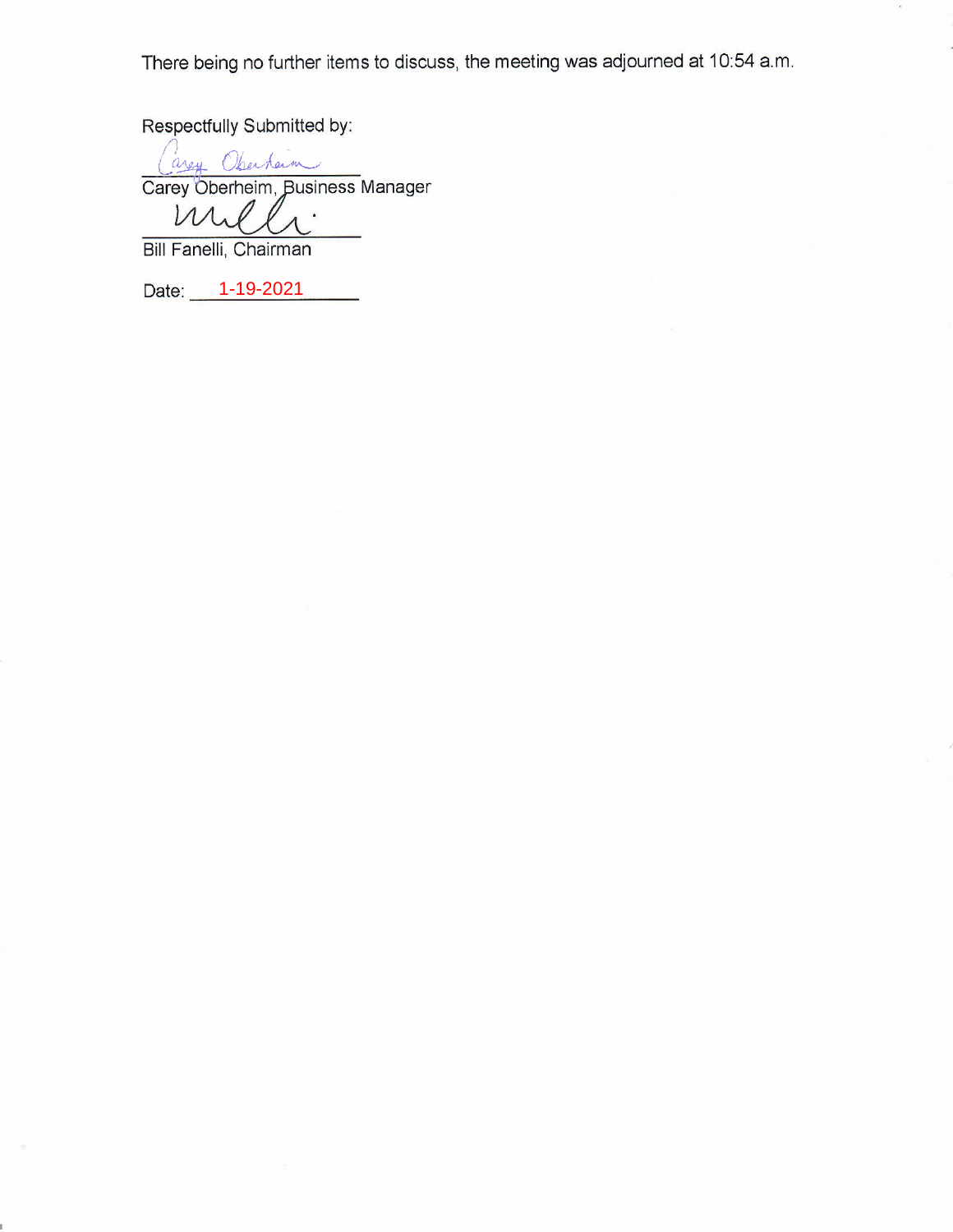There being no further items to discuss, the meeting was adjourned at 10:54 a.m.

Respectfully Submitted by:

Carey Oberheim

Carey Oberheim, Business Manager

Bill Fanelli, Chairman

Date: 1-19-2021